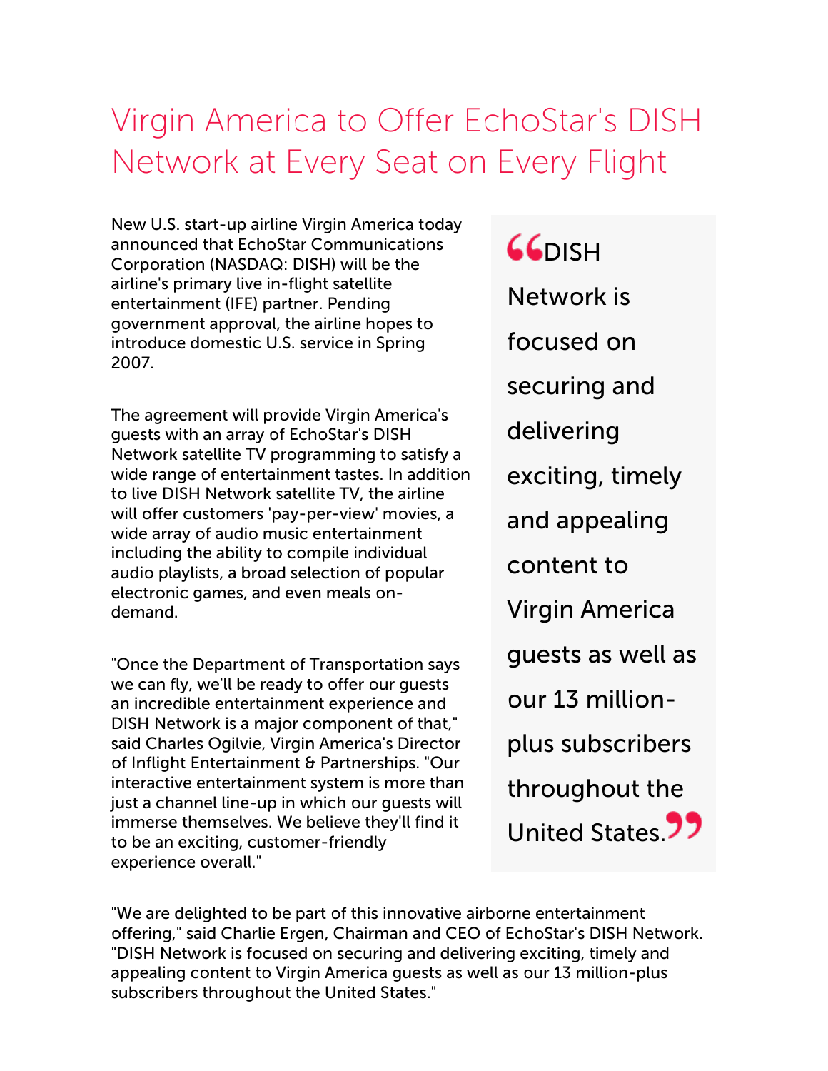# Virgin America to Offer EchoStar's DISH Network at Every Seat on Every Flight

New U.S. start-up airline Virgin America today announced that EchoStar Communications Corporation (NASDAQ: DISH) will be the airline's primary live in-flight satellite entertainment (IFE) partner. Pending government approval, the airline hopes to introduce domestic U.S. service in Spring 2007.

The agreement will provide Virgin America's guests with an array of EchoStar's DISH Network satellite TV programming to satisfy a wide range of entertainment tastes. In addition to live DISH Network satellite TV, the airline will offer customers 'pay-per-view' movies, a wide array of audio music entertainment including the ability to compile individual audio playlists, a broad selection of popular electronic games, and even meals on-demand.

"Once the Department of Transportation says we can fly, we'll be ready to offer our guests an incredible entertainment experience and DISH Network is a major component of that," said Charles Ogilvie, Virgin America's Director of Inflight Entertainment & Partnerships. "Our interactive entertainment system is more than just a channel line-up in which our guests will immerse themselves. We believe they'll find it to be an exciting, customer-friendly experience overall."

> "DISH Network is focused on securing and delivering exciting, timely and appealing content to Virgin America guests as well as our 13 million-plus subscribers throughout the United States."

"We are delighted to be part of this innovative airborne entertainment offering," said Charlie Ergen, Chairman and CEO of EchoStar's DISH Network. "DISH Network is focused on securing and delivering exciting, timely and appealing content to Virgin America guests as well as our 13 million-plus subscribers throughout the United States."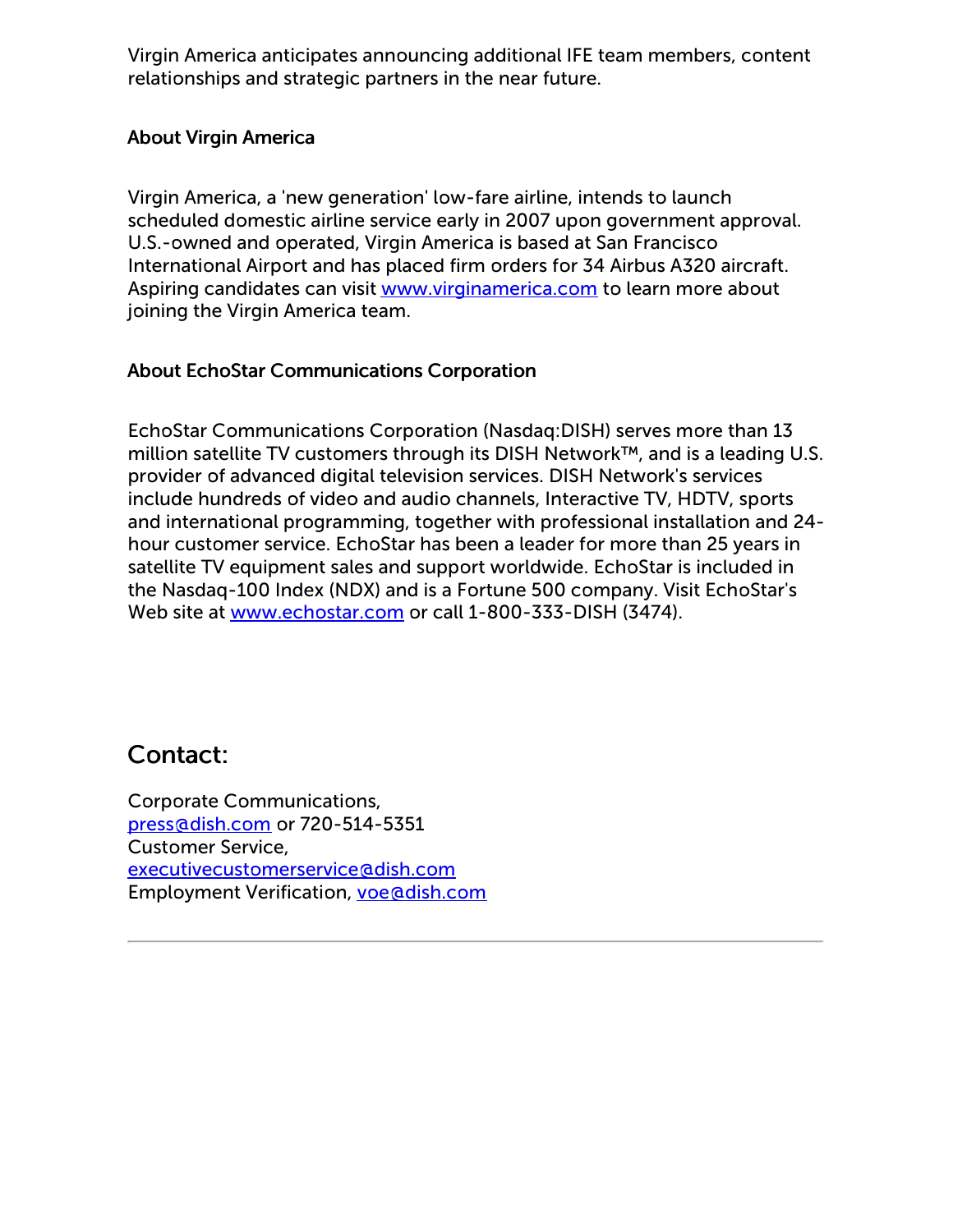Virgin America anticipates announcing additional IFE team members, content relationships and strategic partners in the near future.

**About Virgin America**

Virgin America, a 'new generation' low-fare airline, intends to launch scheduled domestic airline service early in 2007 upon government approval. U.S.-owned and operated, Virgin America is based at San Francisco International Airport and has placed firm orders for 34 Airbus A320 aircraft. Aspiring candidates can visit www.virginamerica.com to learn more about joining the Virgin America team.

**About EchoStar Communications Corporation**

EchoStar Communications Corporation (Nasdaq:DISH) serves more than 13 million satellite TV customers through its DISH Network™, and is a leading U.S. provider of advanced digital television services. DISH Network's services include hundreds of video and audio channels, Interactive TV, HDTV, sports and international programming, together with professional installation and 24-hour customer service. EchoStar has been a leader for more than 25 years in satellite TV equipment sales and support worldwide. EchoStar is included in the Nasdaq-100 Index (NDX) and is a Fortune 500 company. Visit EchoStar's Web site at www.echostar.com or call 1-800-333-DISH (3474).

## Contact:

Corporate Communications,
press@dish.com or 720-514-5351
Customer Service,
executivecustomerservice@dish.com
Employment Verification, voe@dish.com

---